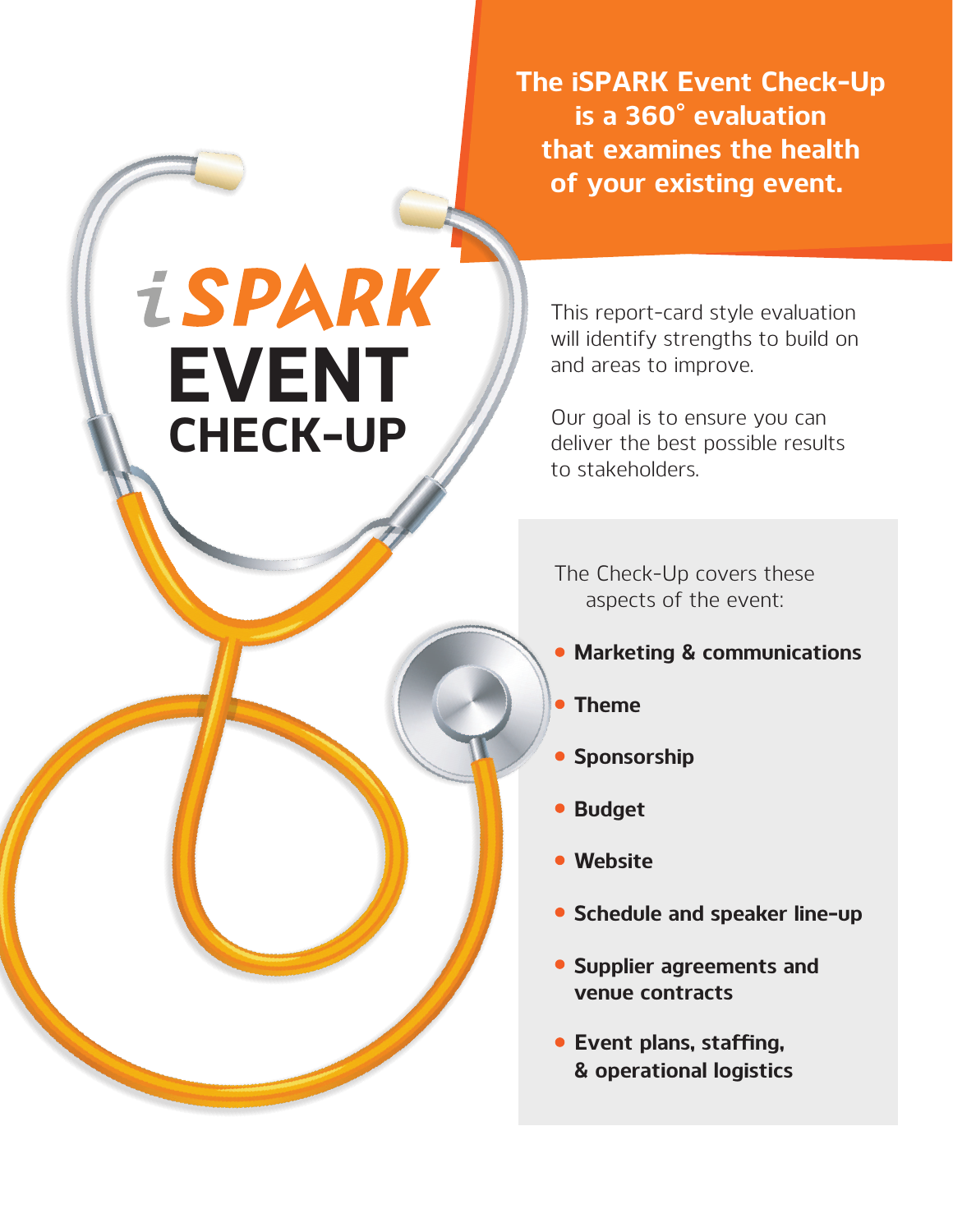# iSPARK EVENT CHECK-UP

**The iSPARK Event Check-Up is a 360° evaluation that examines the health of your existing event.**

This report-card style evaluation will identify strengths to build on and areas to improve.

Our goal is to ensure you can deliver the best possible results to stakeholders.

The Check-Up covers these aspects of the event:

- **Marketing & communications**
- **Theme**
- **Sponsorship**
- **Budget**
- **Website**
- **Schedule and speaker line-up**
- **Supplier agreements and venue contracts**
- **Event plans, staffing, & operational logistics**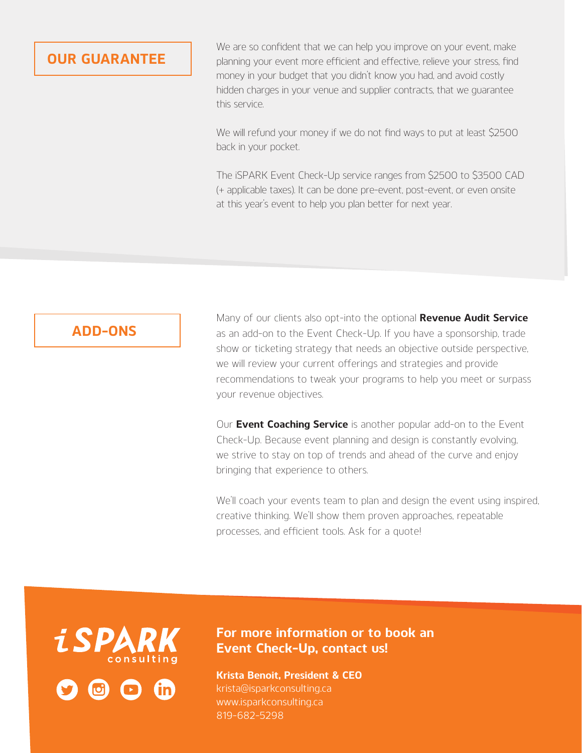## OUR GUARANTEE

We are so confident that we can help you improve on your event, make planning your event more efficient and effective, relieve your stress, find money in your budget that you didn't know you had, and avoid costly hidden charges in your venue and supplier contracts, that we guarantee this service.

We will refund your money if we do not find ways to put at least $2500 back in your pocket.

The iSPARK Event Check-Up service ranges from $2500 to $3500 CAD (+ applicable taxes). It can be done pre-event, post-event, or even onsite at this year's event to help you plan better for next year.

## ADD-ONS

Many of our clients also opt-into the optional **Revenue Audit Service** as an add-on to the Event Check-Up. If you have a sponsorship, trade show or ticketing strategy that needs an objective outside perspective, we will review your current offerings and strategies and provide recommendations to tweak your programs to help you meet or surpass your revenue objectives.

Our **Event Coaching Service** is another popular add-on to the Event Check-Up. Because event planning and design is constantly evolving, we strive to stay on top of trends and ahead of the curve and enjoy bringing that experience to others.

We'll coach your events team to plan and design the event using inspired, creative thinking. We'll show them proven approaches, repeatable processes, and efficient tools. Ask for a quote!

iSPARK consulting

**For more information or to book an Event Check-Up, contact us!**

**Krista Benoit, President & CEO**
krista@isparkconsulting.ca
www.isparkconsulting.ca
819-682-5298